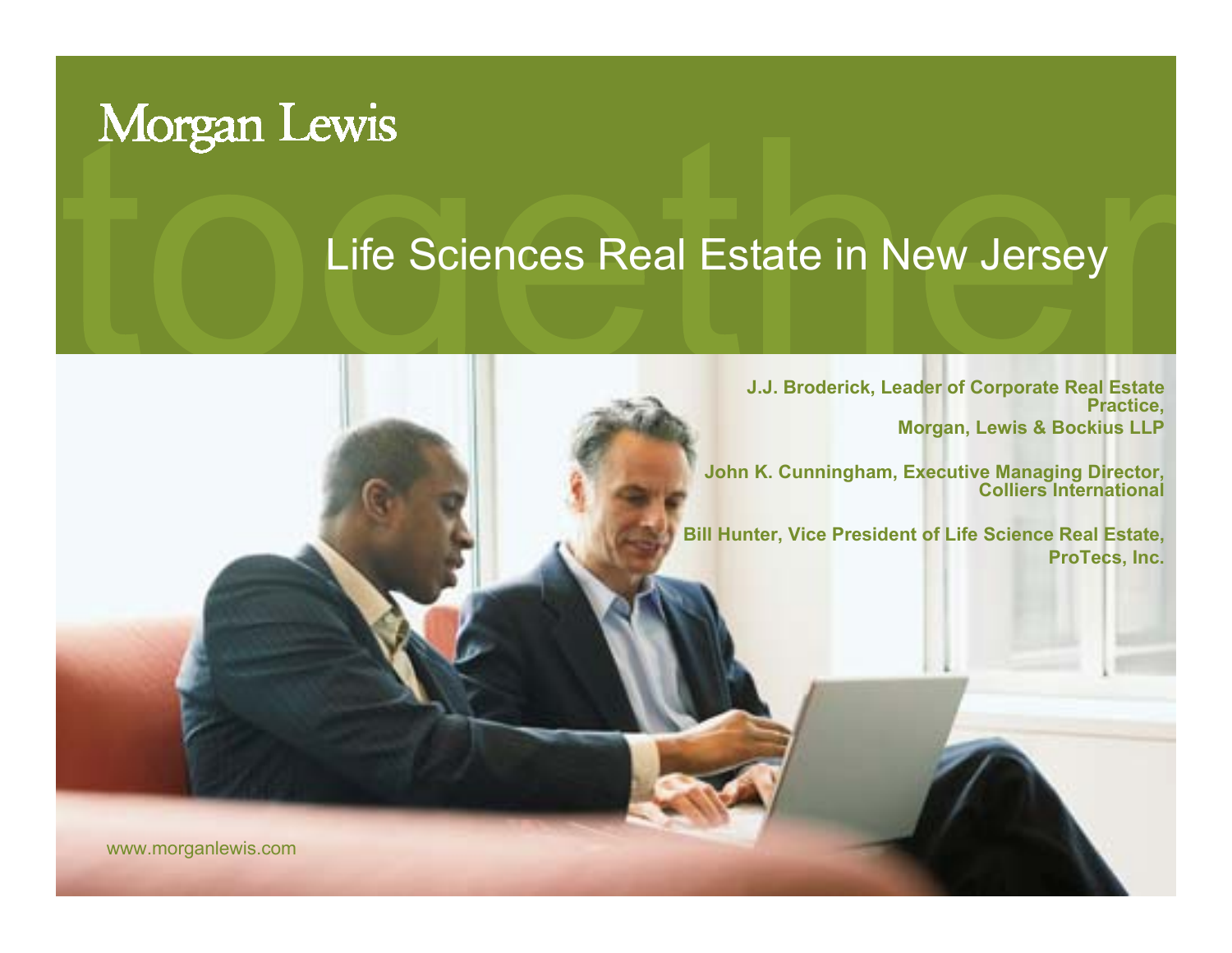Morgan Lewis

# Life Sciences Real Estate in New Jersey

**J.J. Broderick, Leader of Corporate Real Estate Practice,**
**Morgan, Lewis & Bockius LLP**

**John K. Cunningham, Executive Managing Director,**
**Colliers International**

**Bill Hunter, Vice President of Life Science Real Estate,**
**ProTecs, Inc.**

www.morganlewis.com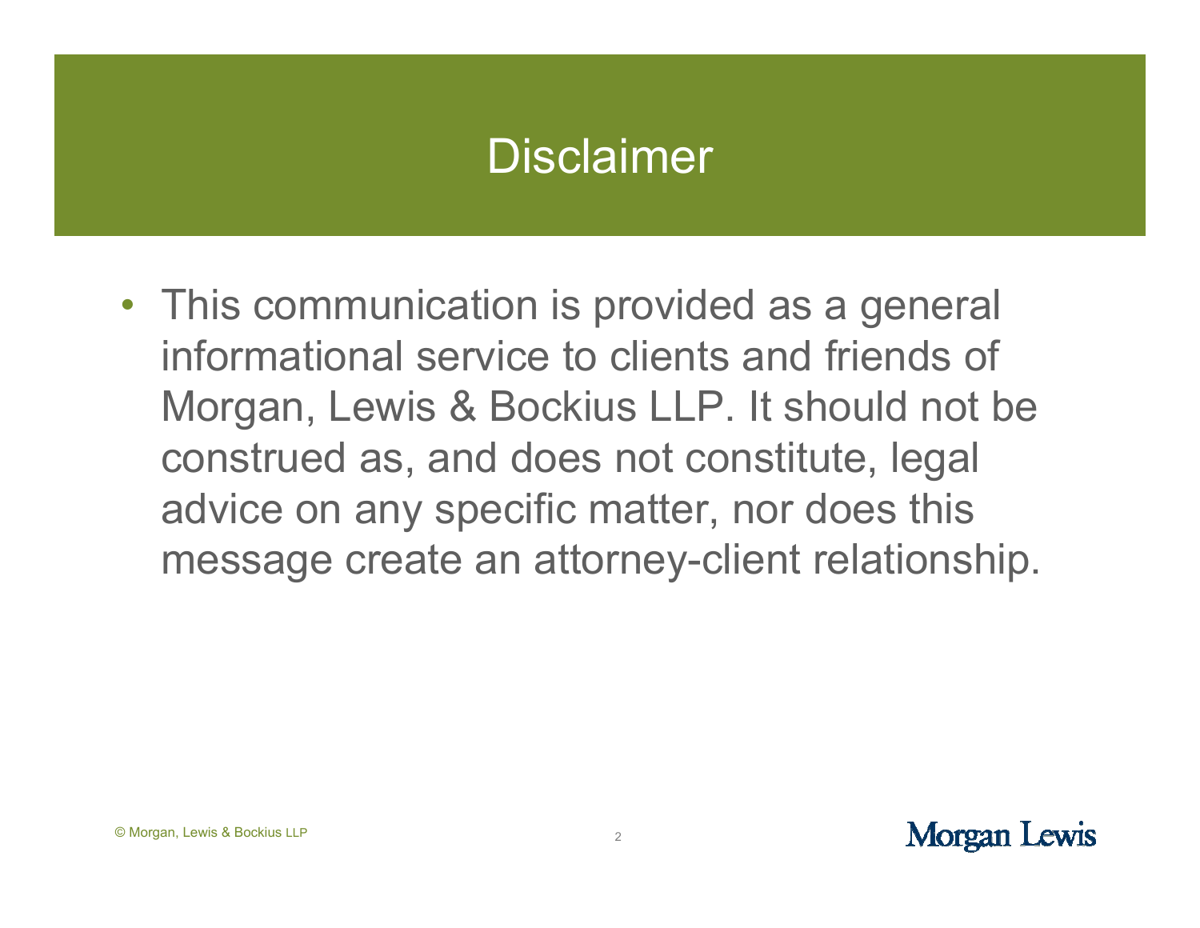# Disclaimer

- This communication is provided as a general informational service to clients and friends of Morgan, Lewis & Bockius LLP. It should not be construed as, and does not constitute, legal advice on any specific matter, nor does this message create an attorney-client relationship.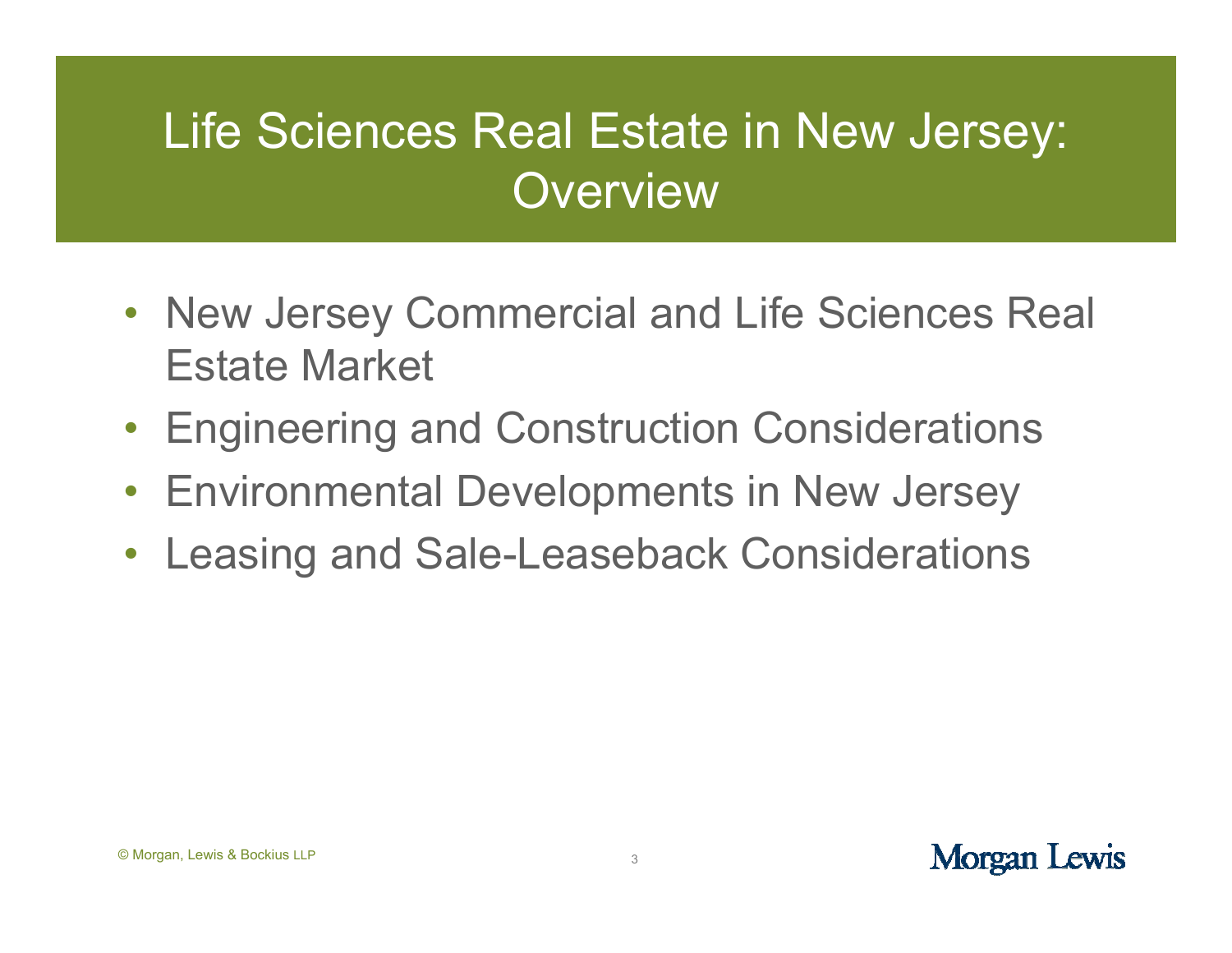# Life Sciences Real Estate in New Jersey: Overview

- New Jersey Commercial and Life Sciences Real Estate Market
- Engineering and Construction Considerations
- Environmental Developments in New Jersey
- Leasing and Sale-Leaseback Considerations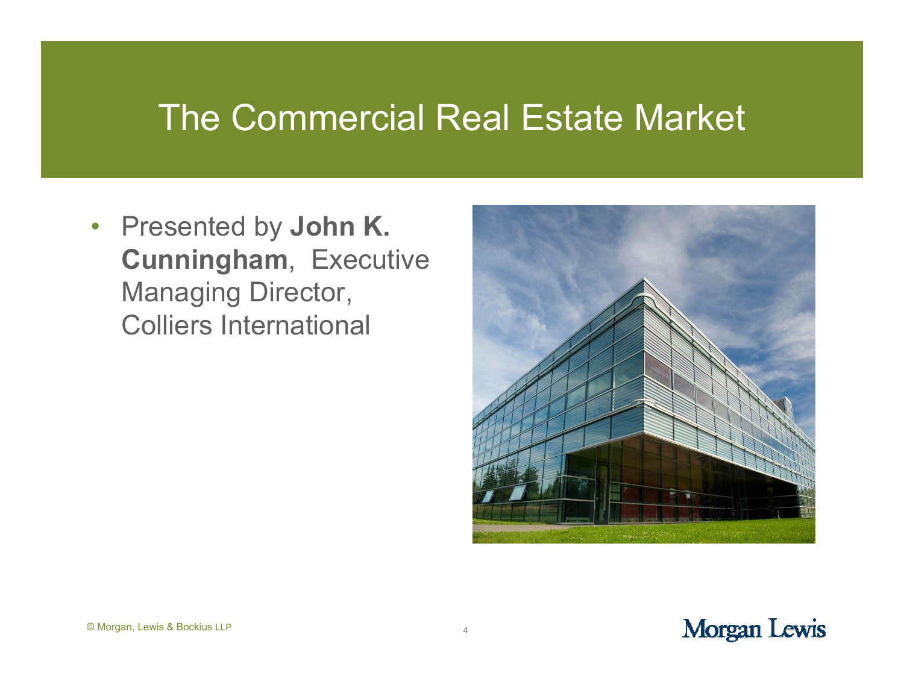# The Commercial Real Estate Market

- Presented by **John K. Cunningham**, Executive Managing Director, Colliers International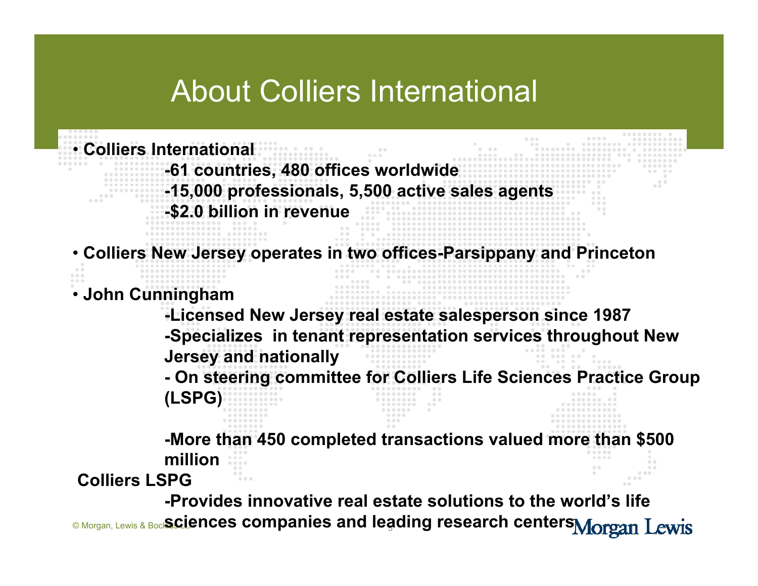# About Colliers International

- **Colliers International**
  - **-61 countries, 480 offices worldwide**
  - **-15,000 professionals, 5,500 active sales agents**
  - **-$2.0 billion in revenue**

- **Colliers New Jersey operates in two offices-Parsippany and Princeton**

- **John Cunningham**
  - **-Licensed New Jersey real estate salesperson since 1987**
  - **-Specializes in tenant representation services throughout New Jersey and nationally**
  - **- On steering committee for Colliers Life Sciences Practice Group (LSPG)**
  - **-More than 450 completed transactions valued more than $500 million**

**Colliers LSPG**

- **-Provides innovative real estate solutions to the world's life sciences companies and leading research centers**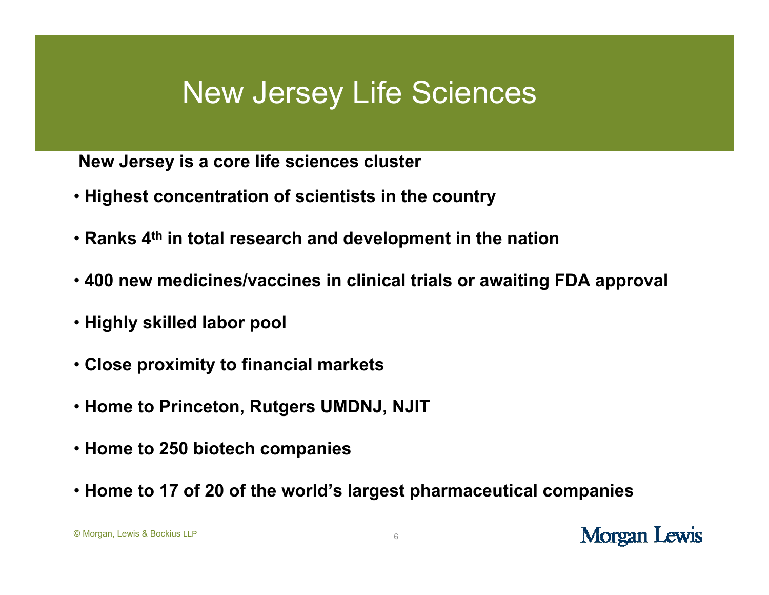# New Jersey Life Sciences

**New Jersey is a core life sciences cluster**

- **Highest concentration of scientists in the country**
- **Ranks 4th in total research and development in the nation**
- **400 new medicines/vaccines in clinical trials or awaiting FDA approval**
- **Highly skilled labor pool**
- **Close proximity to financial markets**
- **Home to Princeton, Rutgers UMDNJ, NJIT**
- **Home to 250 biotech companies**
- **Home to 17 of 20 of the world's largest pharmaceutical companies**

© Morgan, Lewis & Bockius LLP

Morgan Lewis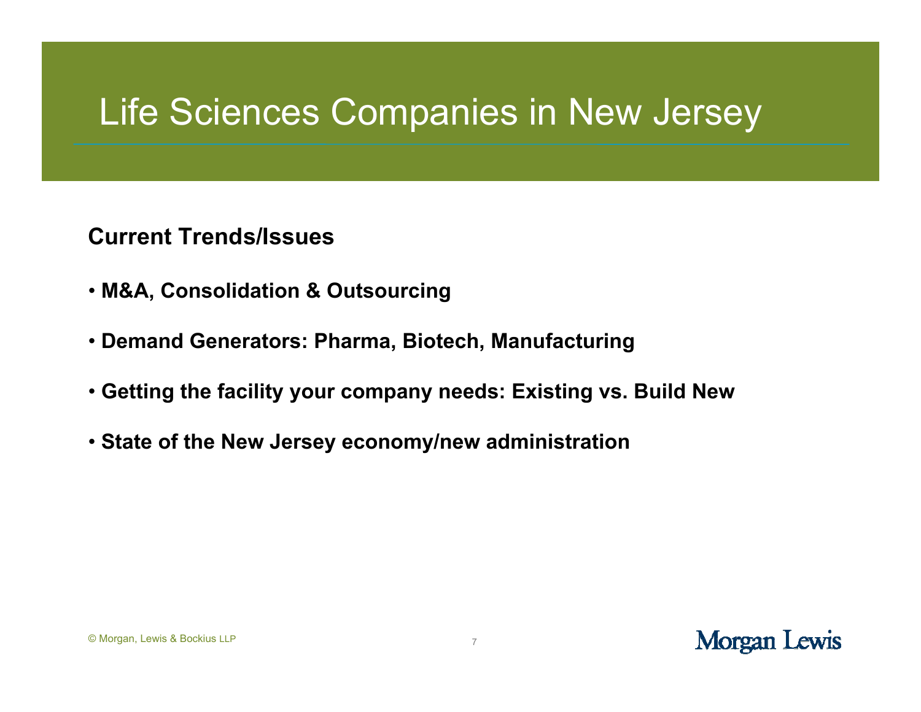# Life Sciences Companies in New Jersey

**Current Trends/Issues**

- **M&A, Consolidation & Outsourcing**
- **Demand Generators: Pharma, Biotech, Manufacturing**
- **Getting the facility your company needs: Existing vs. Build New**
- **State of the New Jersey economy/new administration**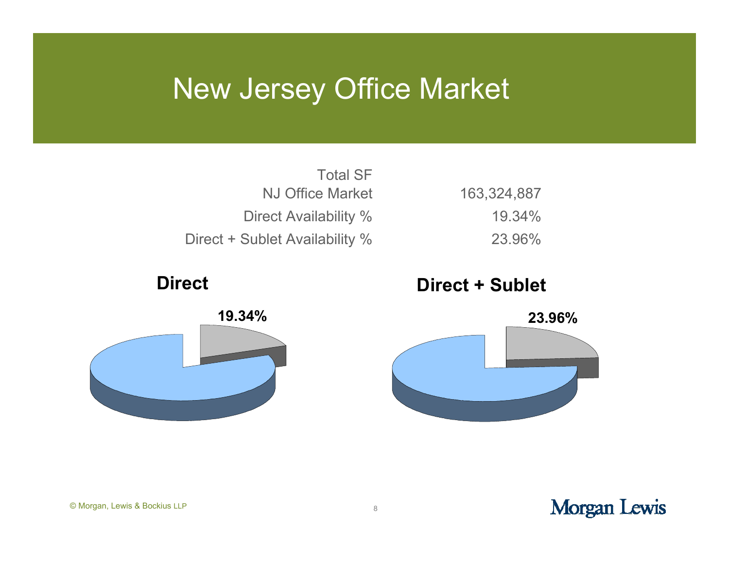# New Jersey Office Market

| Total SF | |
|---|---|
| NJ Office Market | 163,324,887 |
| Direct Availability % | 19.34% |
| Direct + Sublet Availability % | 23.96% |

**Direct**

**19.34%**

**Direct + Sublet**

**23.96%**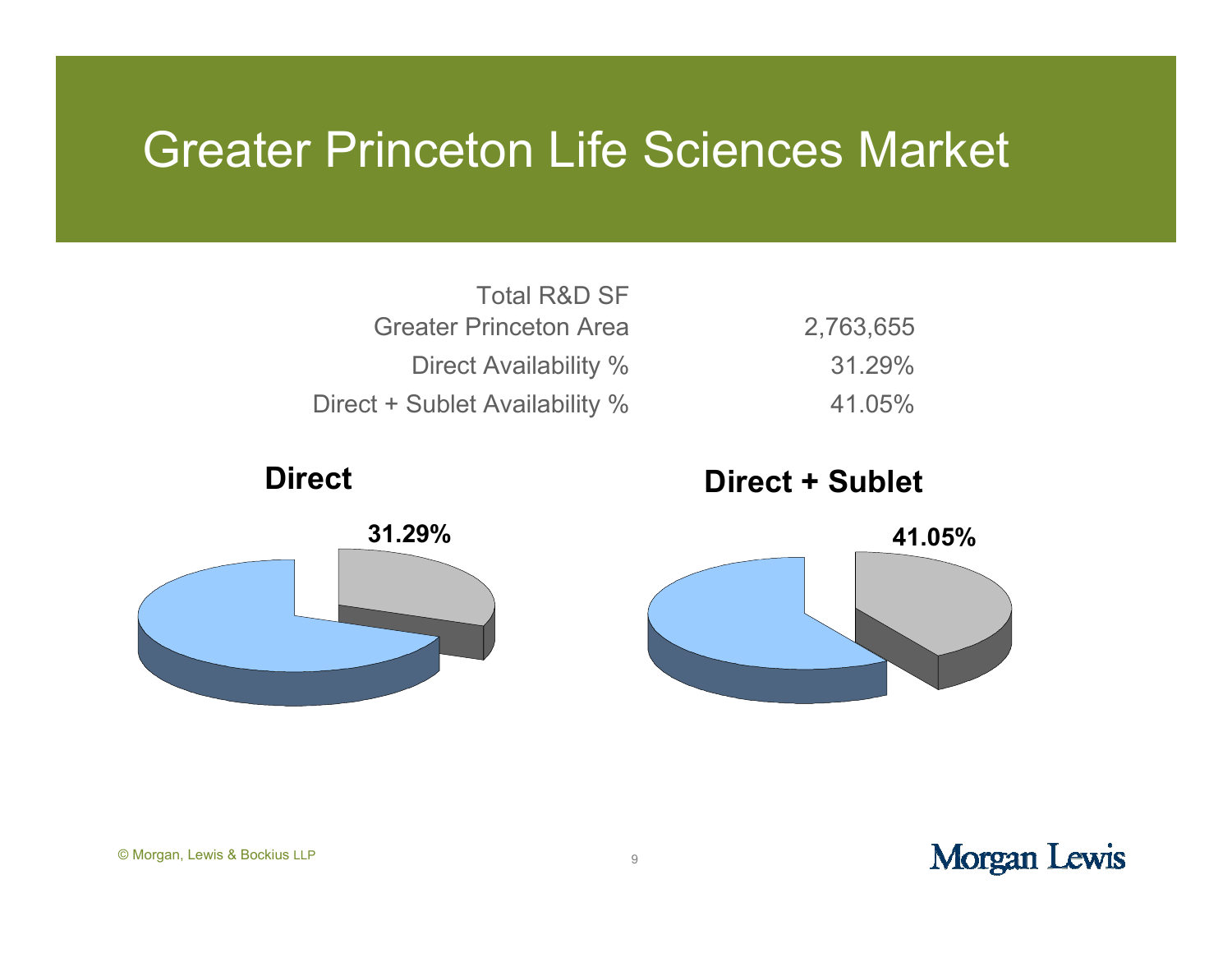# Greater Princeton Life Sciences Market

| Total R&D SF | |
|---|---|
| Greater Princeton Area | 2,763,655 |
| Direct Availability % | 31.29% |
| Direct + Sublet Availability % | 41.05% |

**Direct**

**31.29%**

**Direct + Sublet**

**41.05%**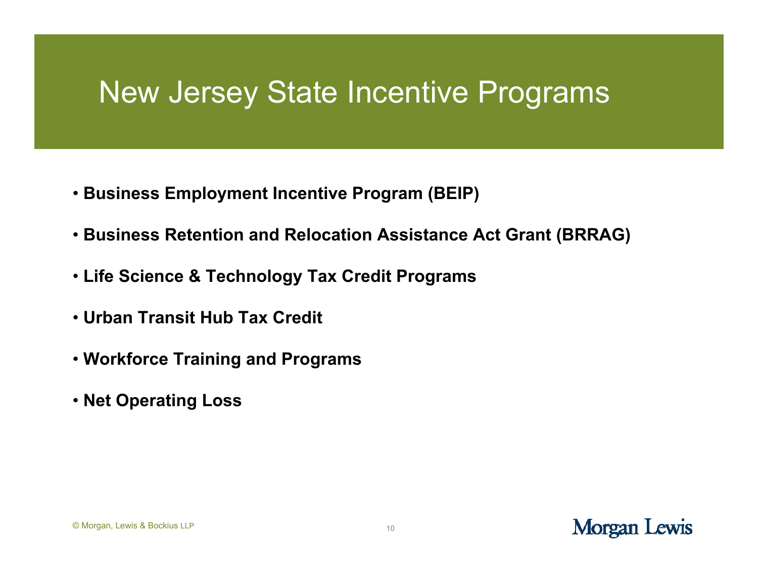# New Jersey State Incentive Programs

- **Business Employment Incentive Program (BEIP)**
- **Business Retention and Relocation Assistance Act Grant (BRRAG)**
- **Life Science & Technology Tax Credit Programs**
- **Urban Transit Hub Tax Credit**
- **Workforce Training and Programs**
- **Net Operating Loss**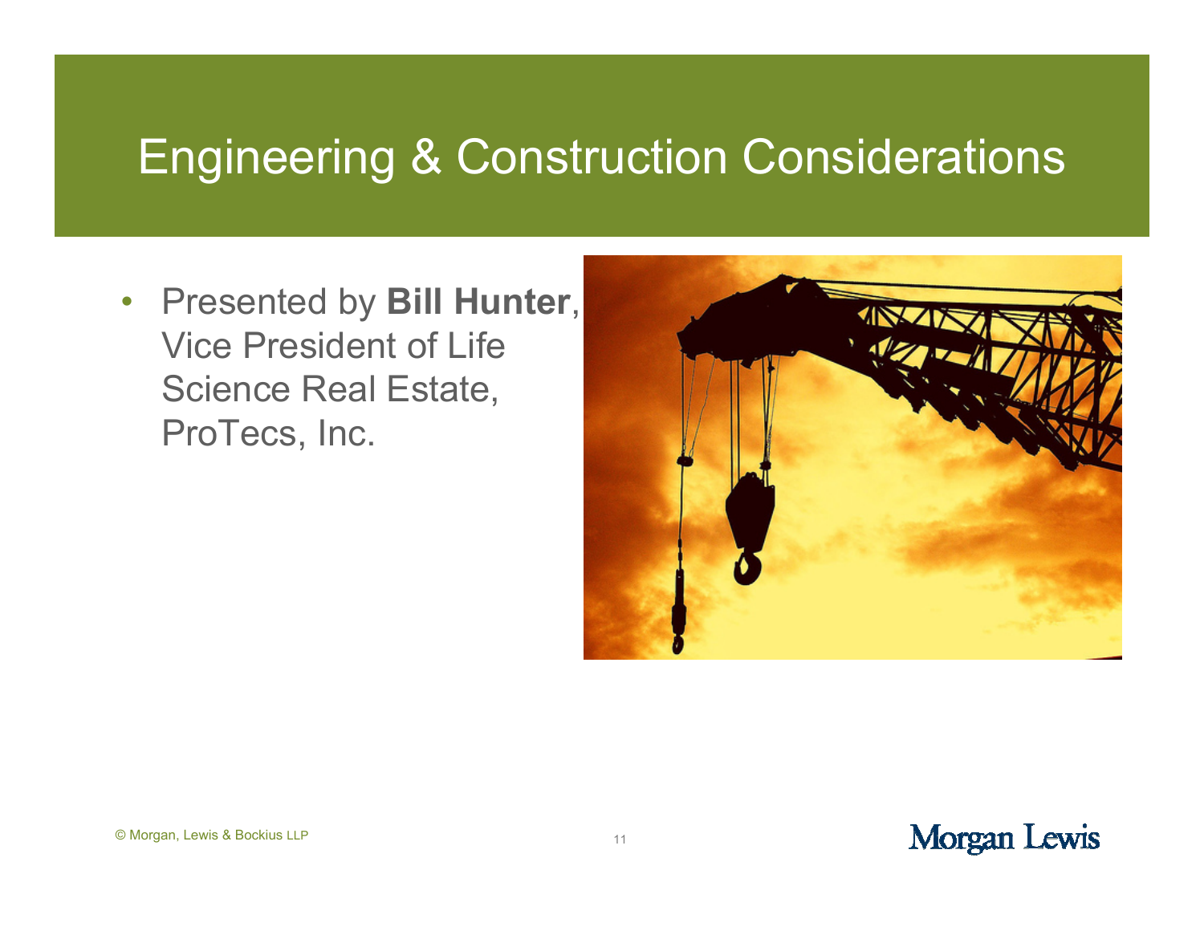# Engineering & Construction Considerations

- Presented by **Bill Hunter**, Vice President of Life Science Real Estate, ProTecs, Inc.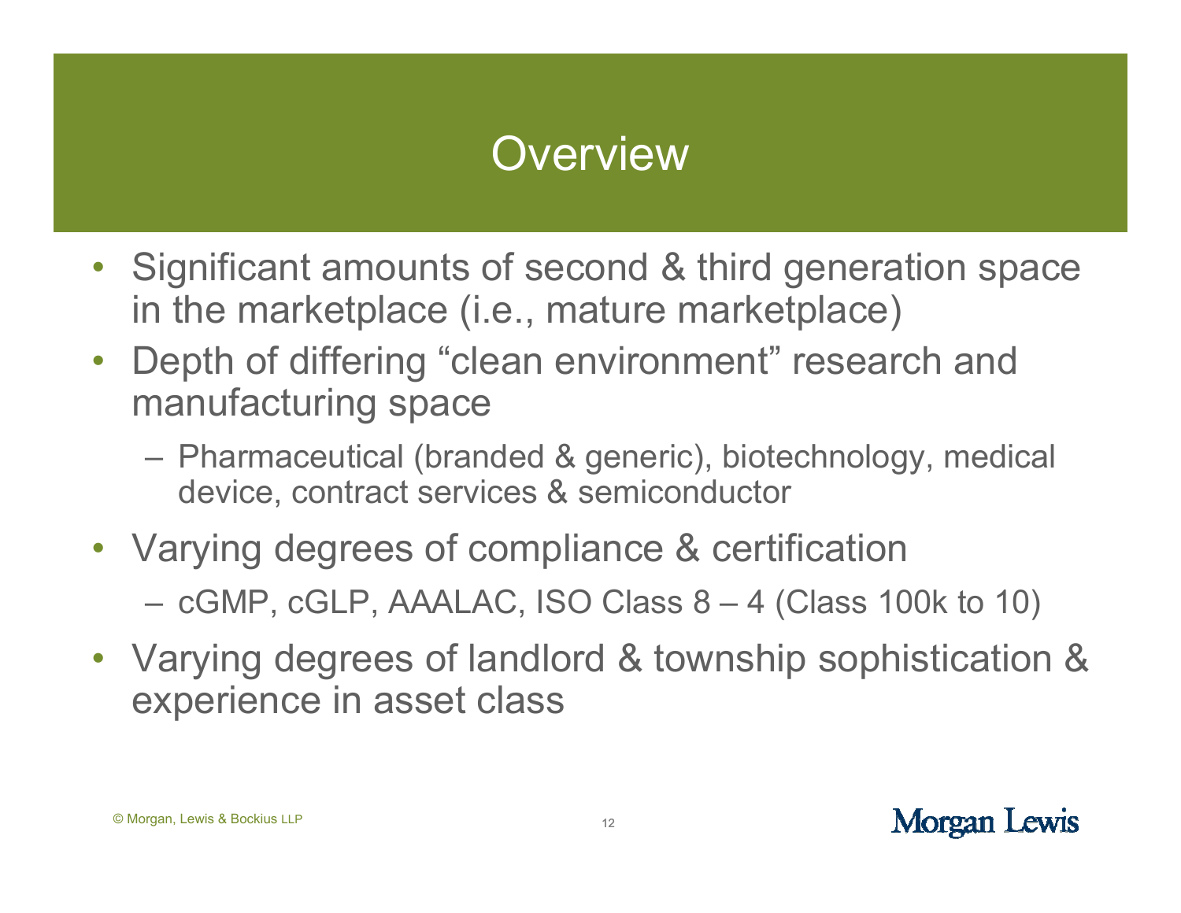# Overview

- Significant amounts of second & third generation space in the marketplace (i.e., mature marketplace)
- Depth of differing "clean environment" research and manufacturing space
  - Pharmaceutical (branded & generic), biotechnology, medical device, contract services & semiconductor
- Varying degrees of compliance & certification
  - cGMP, cGLP, AAALAC, ISO Class 8 – 4 (Class 100k to 10)
- Varying degrees of landlord & township sophistication & experience in asset class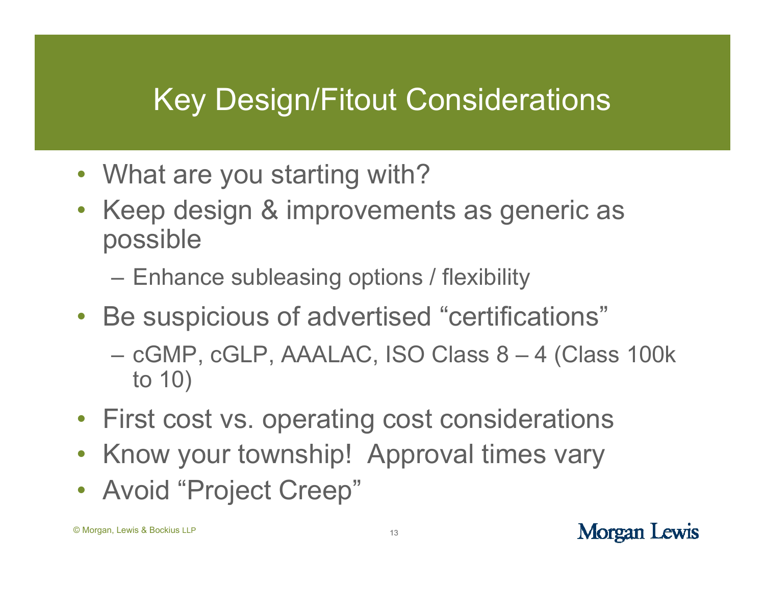# Key Design/Fitout Considerations

- What are you starting with?
- Keep design & improvements as generic as possible
  - Enhance subleasing options / flexibility
- Be suspicious of advertised “certifications”
  - cGMP, cGLP, AAALAC, ISO Class 8 – 4 (Class 100k to 10)
- First cost vs. operating cost considerations
- Know your township! Approval times vary
- Avoid “Project Creep”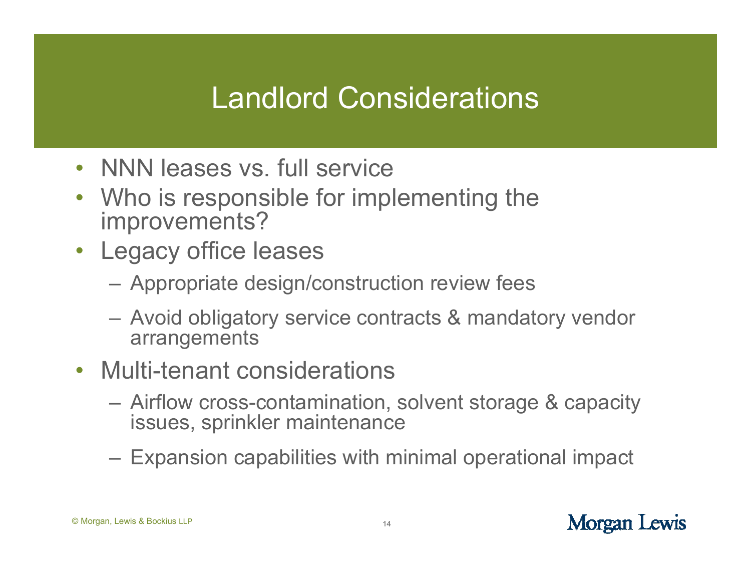# Landlord Considerations

- NNN leases vs. full service
- Who is responsible for implementing the improvements?
- Legacy office leases
  - Appropriate design/construction review fees
  - Avoid obligatory service contracts & mandatory vendor arrangements
- Multi-tenant considerations
  - Airflow cross-contamination, solvent storage & capacity issues, sprinkler maintenance
  - Expansion capabilities with minimal operational impact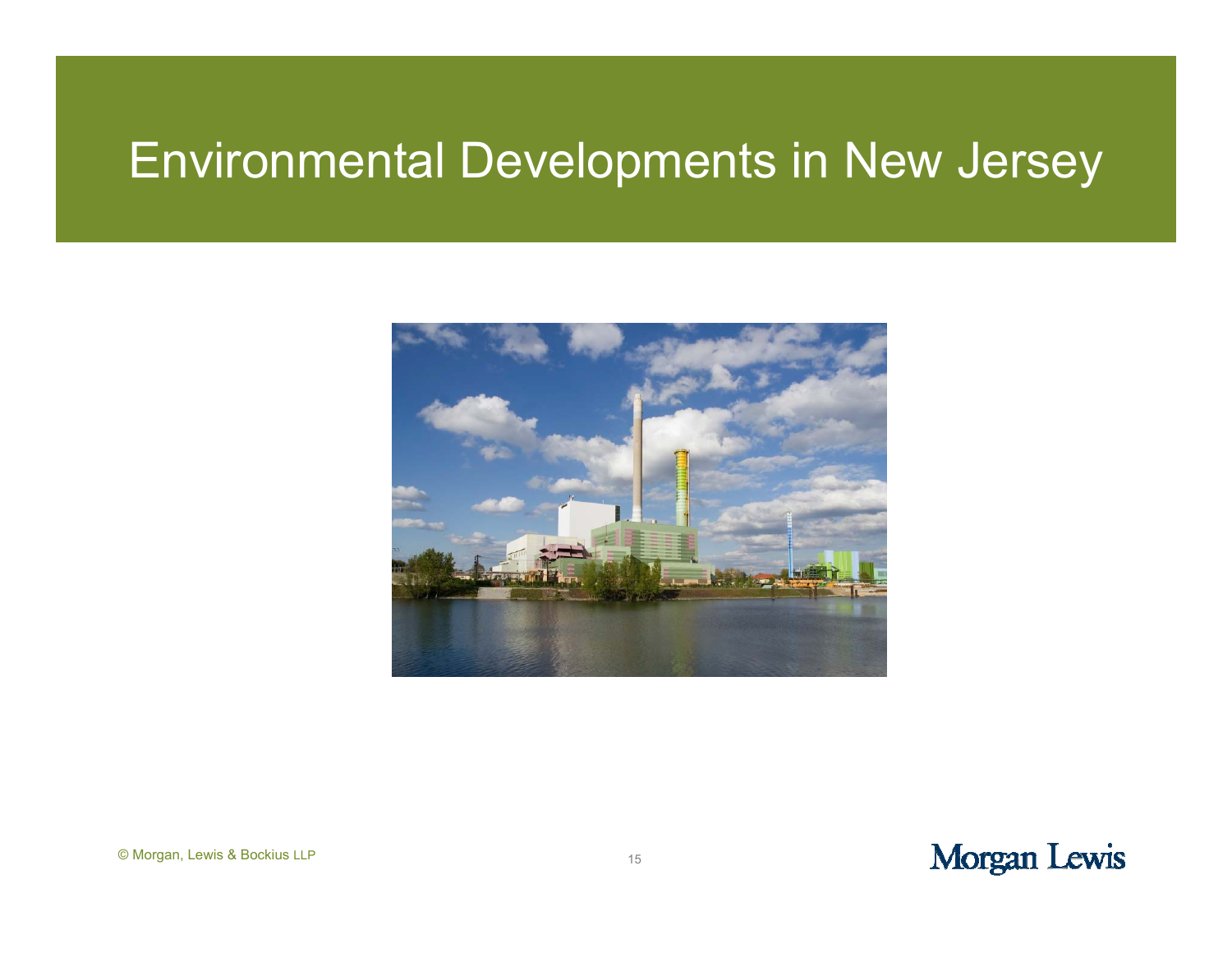# Environmental Developments in New Jersey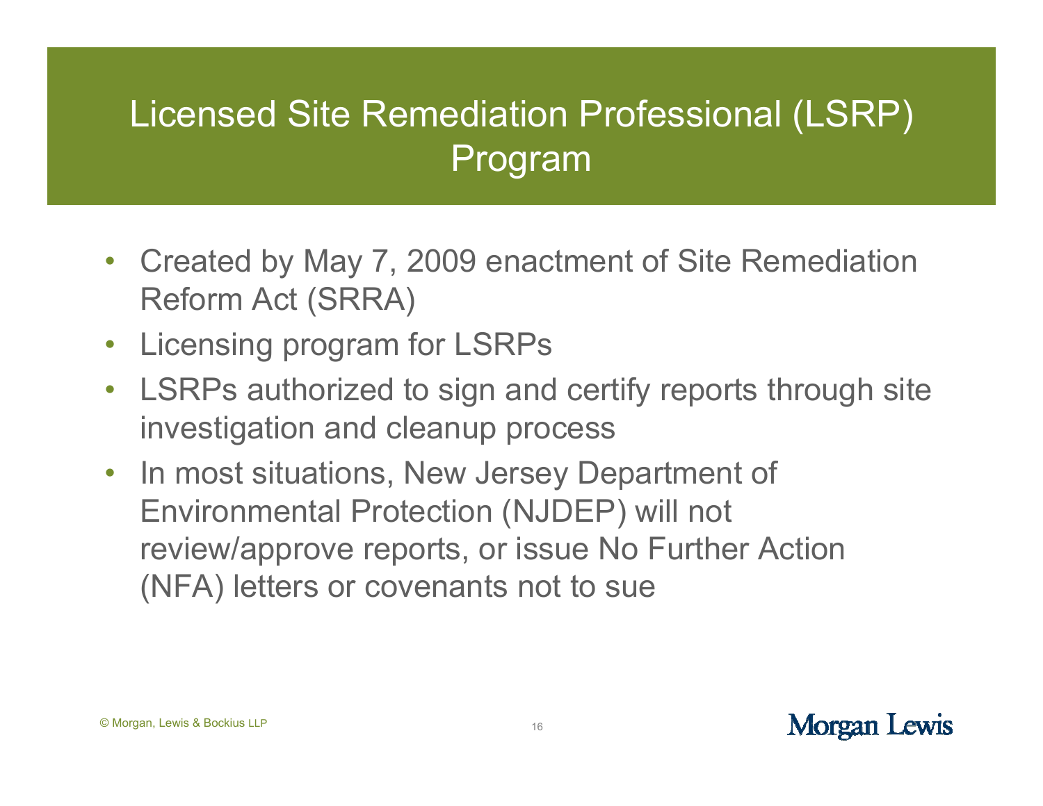# Licensed Site Remediation Professional (LSRP) Program

- Created by May 7, 2009 enactment of Site Remediation Reform Act (SRRA)
- Licensing program for LSRPs
- LSRPs authorized to sign and certify reports through site investigation and cleanup process
- In most situations, New Jersey Department of Environmental Protection (NJDEP) will not review/approve reports, or issue No Further Action (NFA) letters or covenants not to sue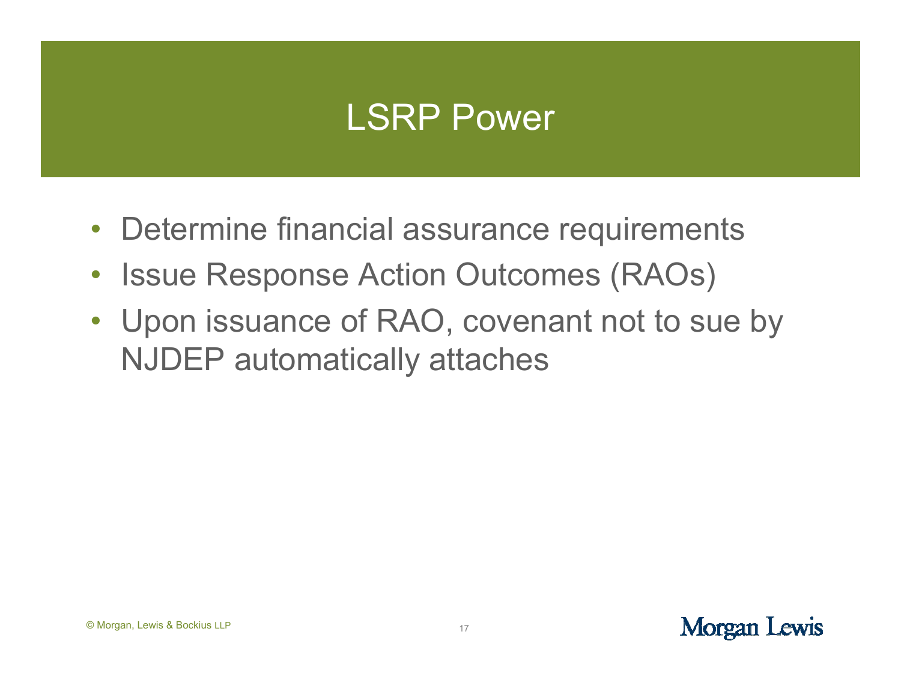# LSRP Power

- Determine financial assurance requirements
- Issue Response Action Outcomes (RAOs)
- Upon issuance of RAO, covenant not to sue by NJDEP automatically attaches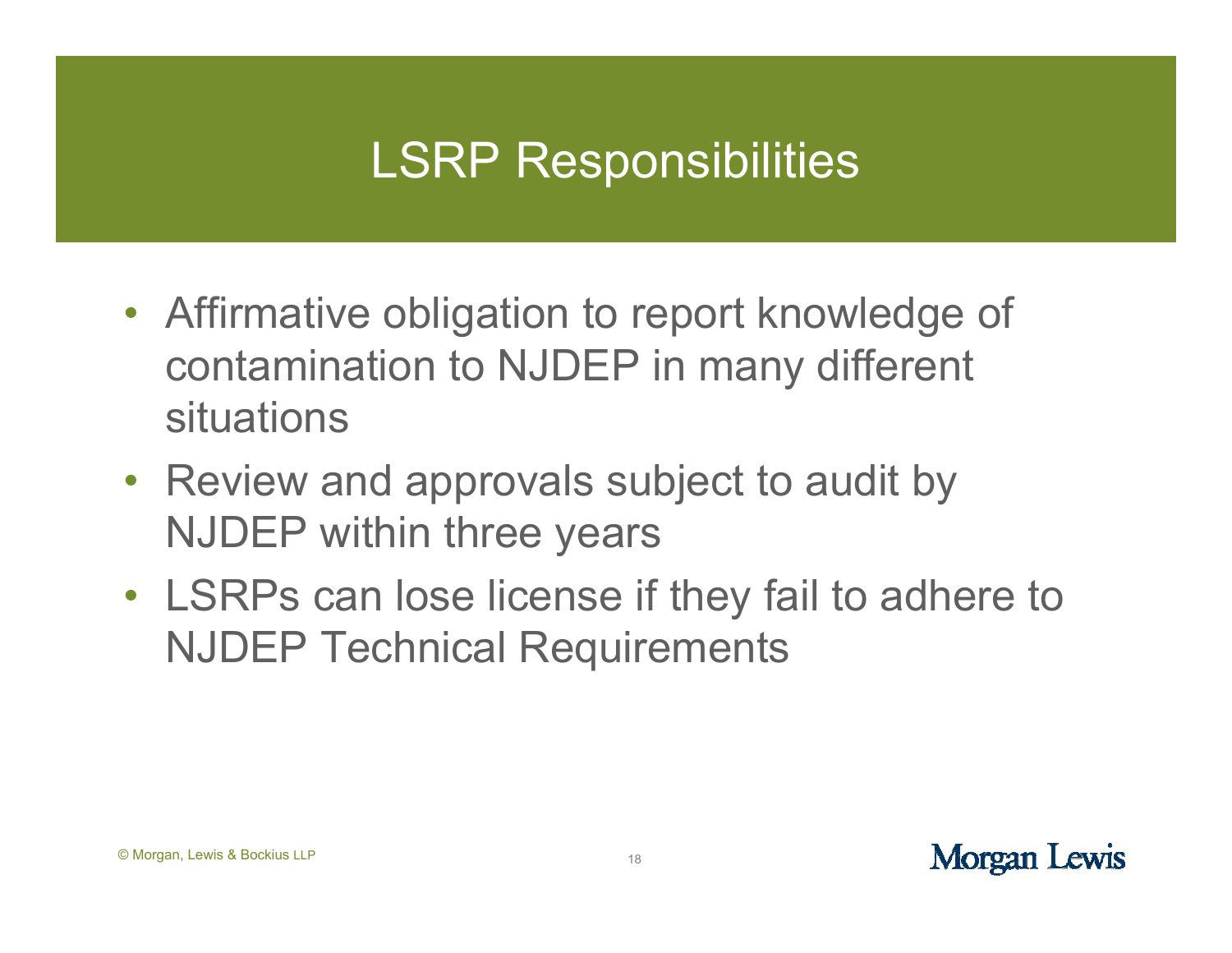# LSRP Responsibilities

- Affirmative obligation to report knowledge of contamination to NJDEP in many different situations
- Review and approvals subject to audit by NJDEP within three years
- LSRPs can lose license if they fail to adhere to NJDEP Technical Requirements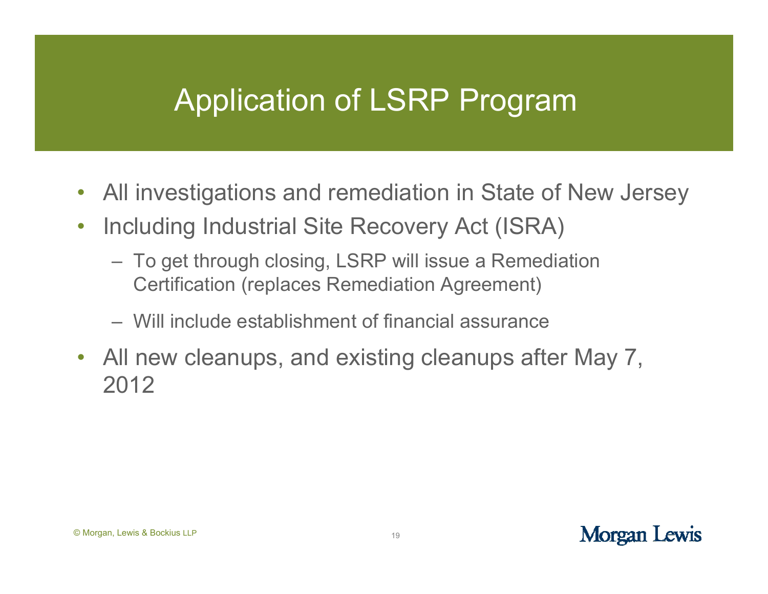# Application of LSRP Program

- All investigations and remediation in State of New Jersey
- Including Industrial Site Recovery Act (ISRA)
  - To get through closing, LSRP will issue a Remediation Certification (replaces Remediation Agreement)
  - Will include establishment of financial assurance
- All new cleanups, and existing cleanups after May 7, 2012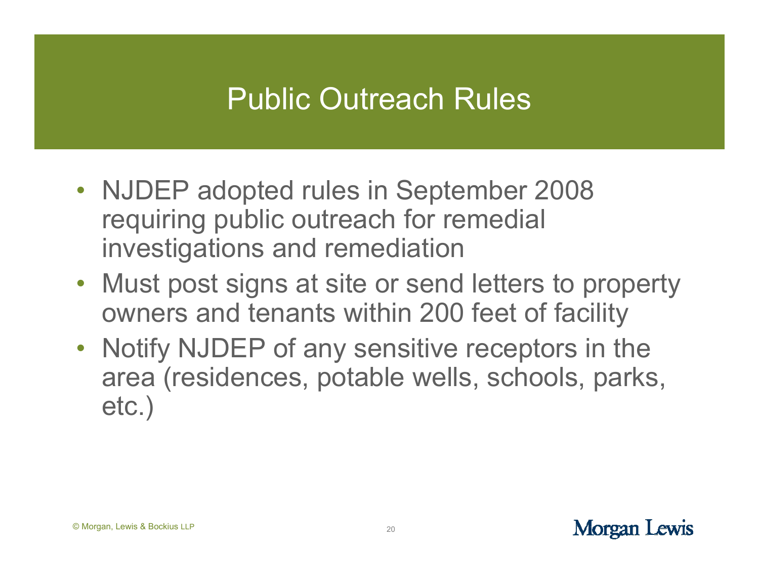# Public Outreach Rules

- NJDEP adopted rules in September 2008 requiring public outreach for remedial investigations and remediation
- Must post signs at site or send letters to property owners and tenants within 200 feet of facility
- Notify NJDEP of any sensitive receptors in the area (residences, potable wells, schools, parks, etc.)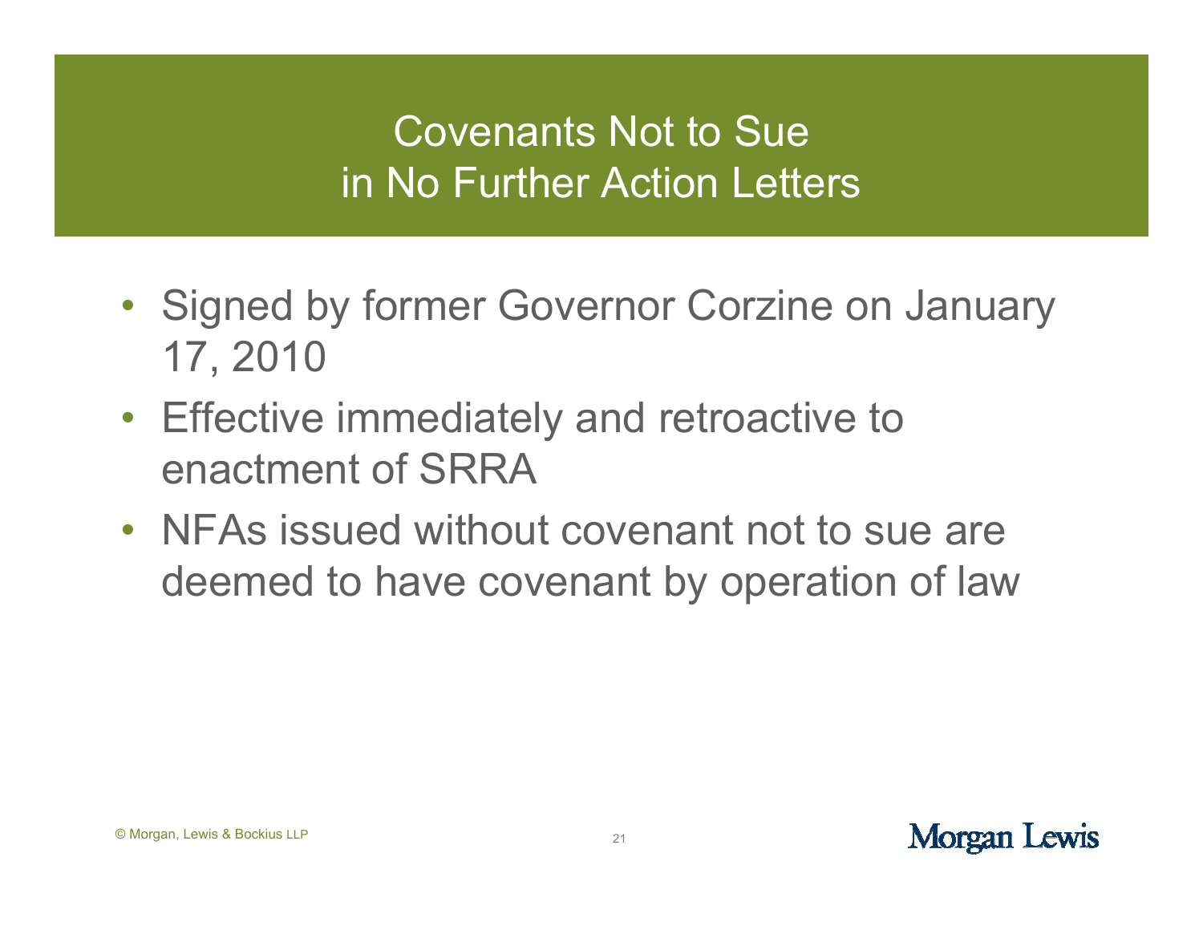# Covenants Not to Sue in No Further Action Letters

- Signed by former Governor Corzine on January 17, 2010
- Effective immediately and retroactive to enactment of SRRA
- NFAs issued without covenant not to sue are deemed to have covenant by operation of law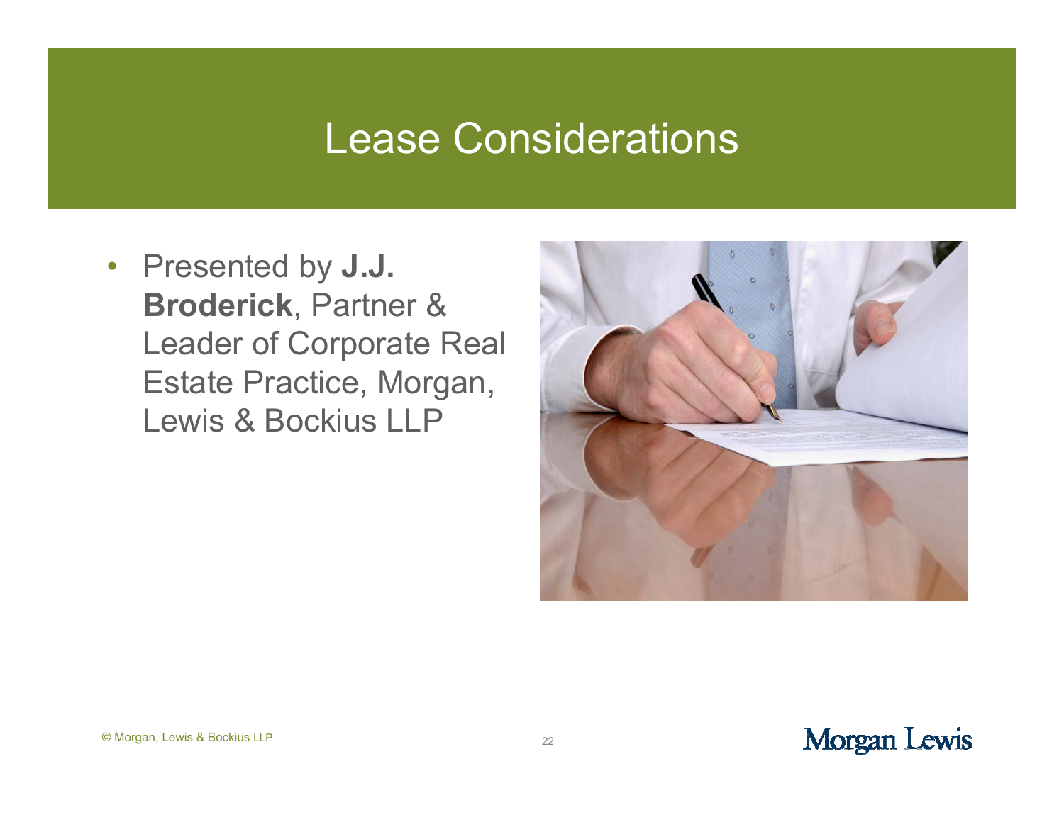# Lease Considerations

- Presented by **J.J. Broderick**, Partner & Leader of Corporate Real Estate Practice, Morgan, Lewis & Bockius LLP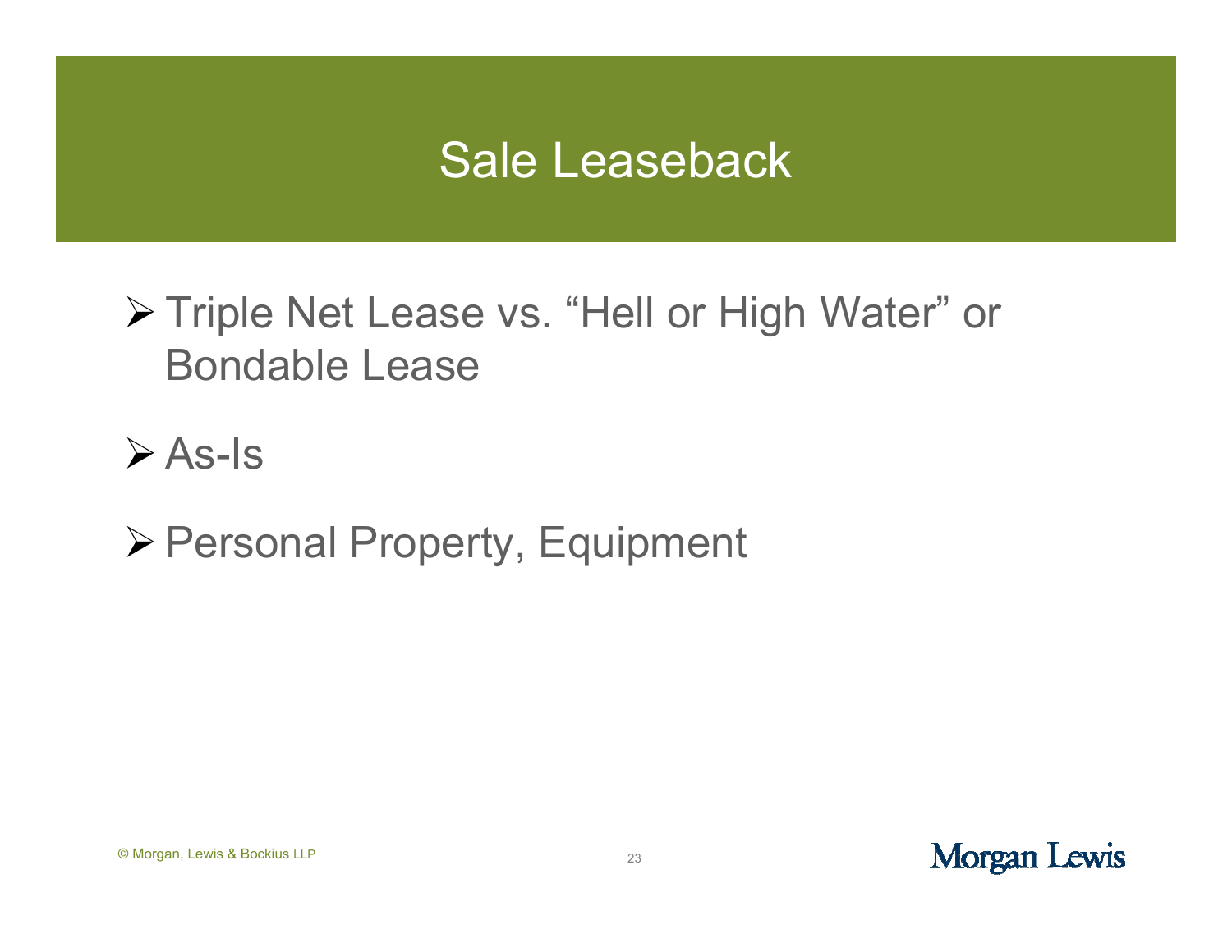# Sale Leaseback

- Triple Net Lease vs. "Hell or High Water" or Bondable Lease
- As-Is
- Personal Property, Equipment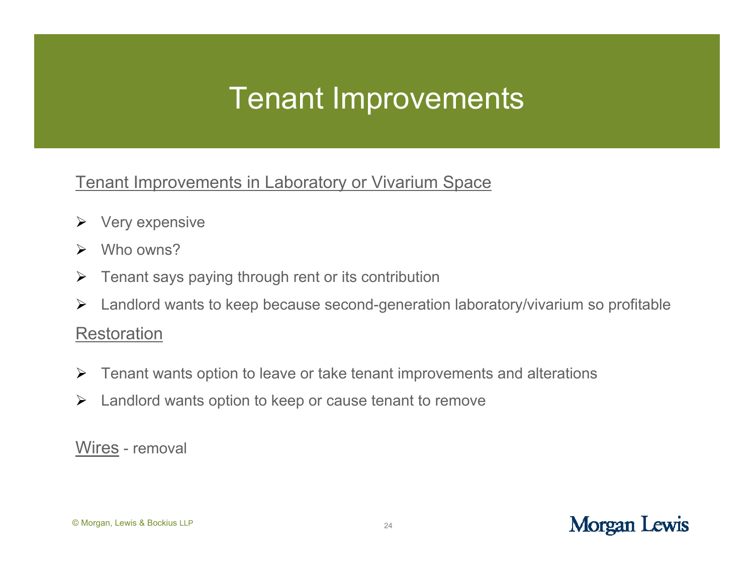# Tenant Improvements

Tenant Improvements in Laboratory or Vivarium Space

- Very expensive
- Who owns?
- Tenant says paying through rent or its contribution
- Landlord wants to keep because second-generation laboratory/vivarium so profitable

Restoration

- Tenant wants option to leave or take tenant improvements and alterations
- Landlord wants option to keep or cause tenant to remove

Wires - removal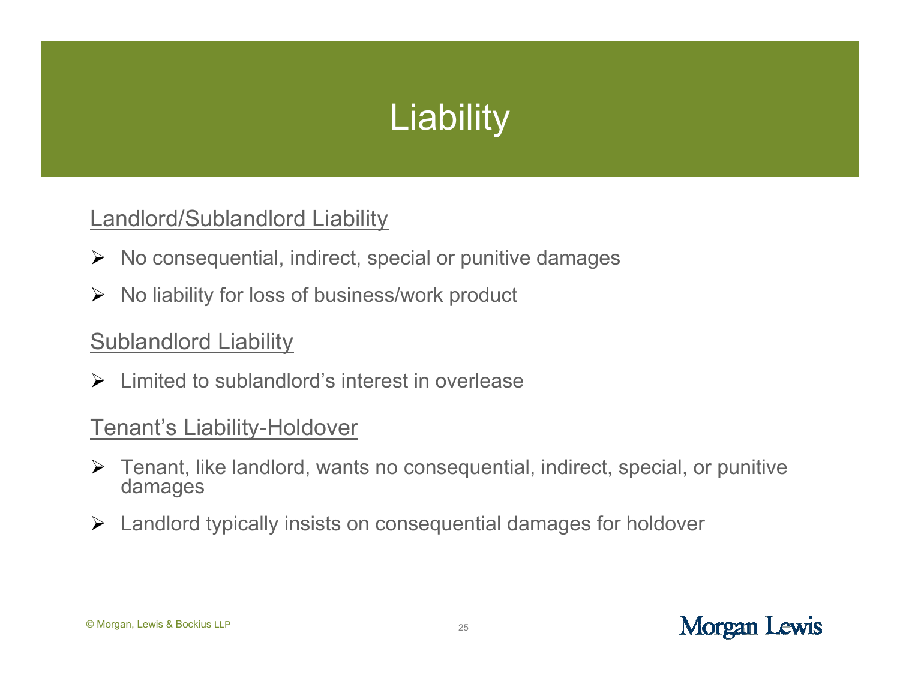# Liability

## Landlord/Sublandlord Liability

- No consequential, indirect, special or punitive damages
- No liability for loss of business/work product

## Sublandlord Liability

- Limited to sublandlord's interest in overlease

## Tenant's Liability-Holdover

- Tenant, like landlord, wants no consequential, indirect, special, or punitive damages
- Landlord typically insists on consequential damages for holdover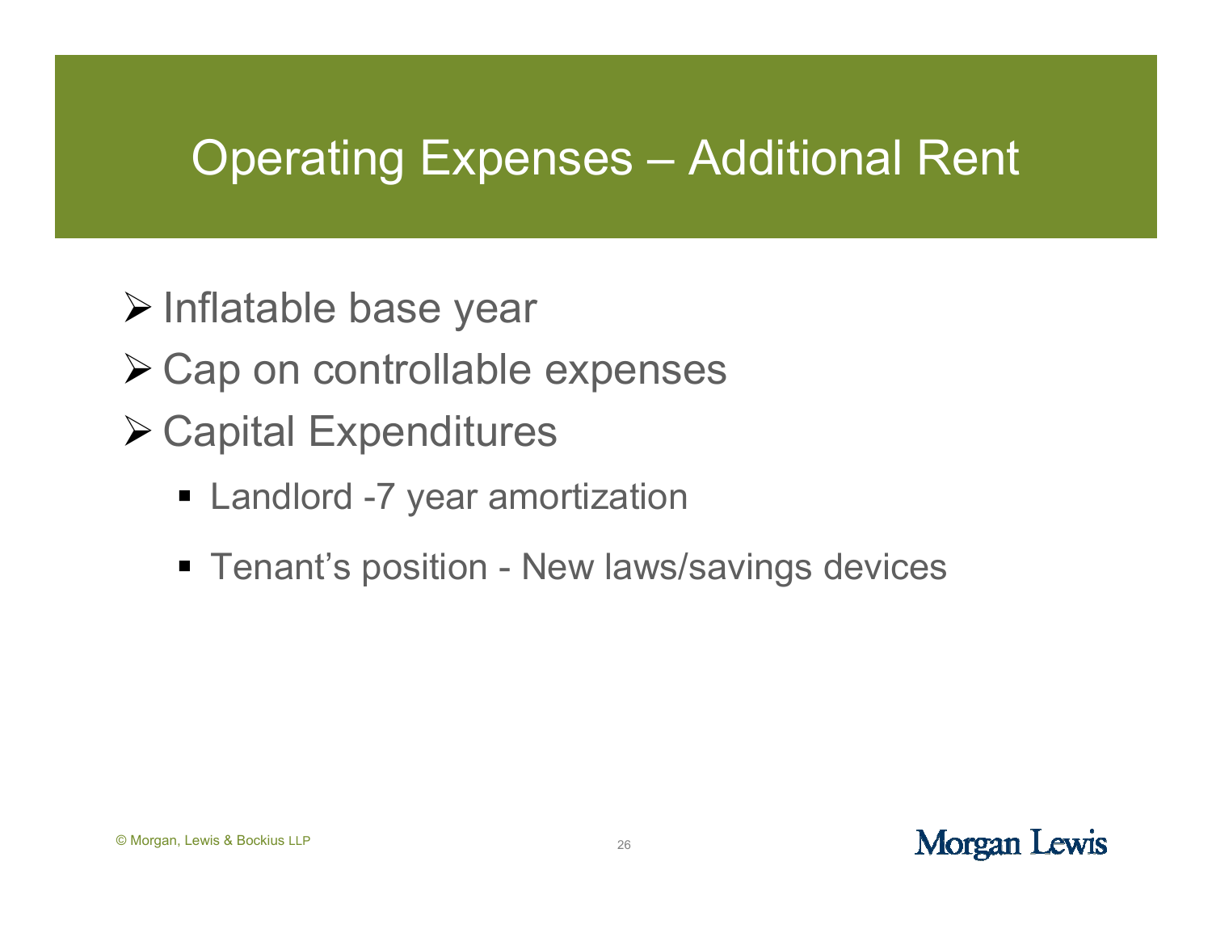# Operating Expenses – Additional Rent

- Inflatable base year
- Cap on controllable expenses
- Capital Expenditures
  - Landlord -7 year amortization
  - Tenant's position - New laws/savings devices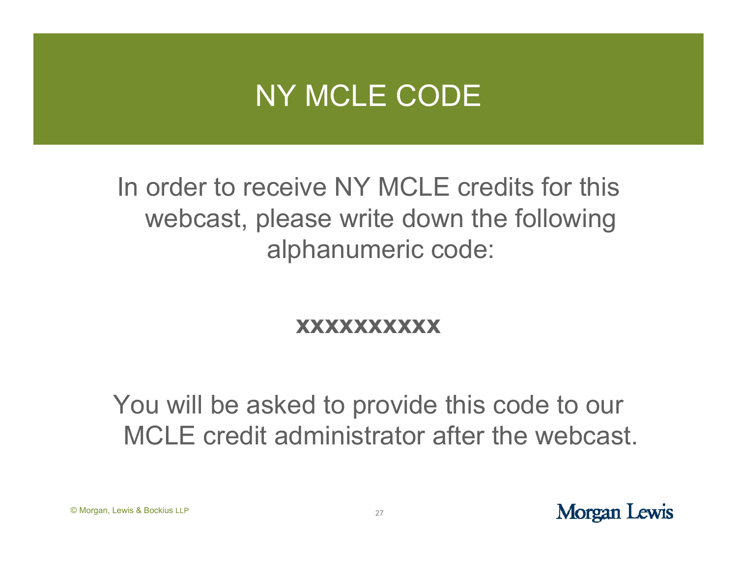# NY MCLE CODE

In order to receive NY MCLE credits for this webcast, please write down the following alphanumeric code:

**xxxxxxxxxx**

You will be asked to provide this code to our MCLE credit administrator after the webcast.

© Morgan, Lewis & Bockius LLP

Morgan Lewis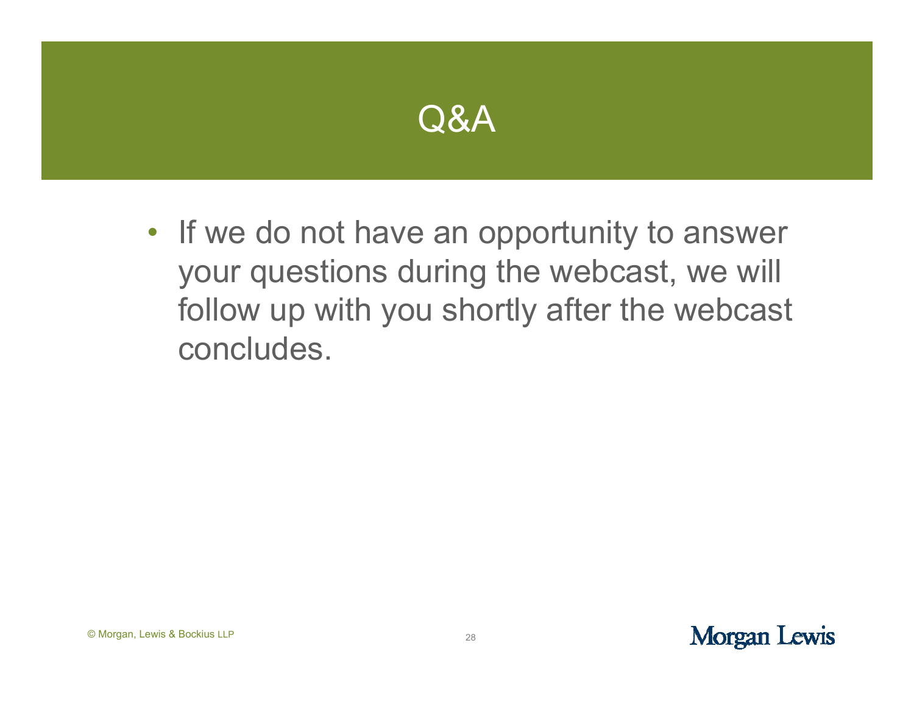# Q&A

- If we do not have an opportunity to answer your questions during the webcast, we will follow up with you shortly after the webcast concludes.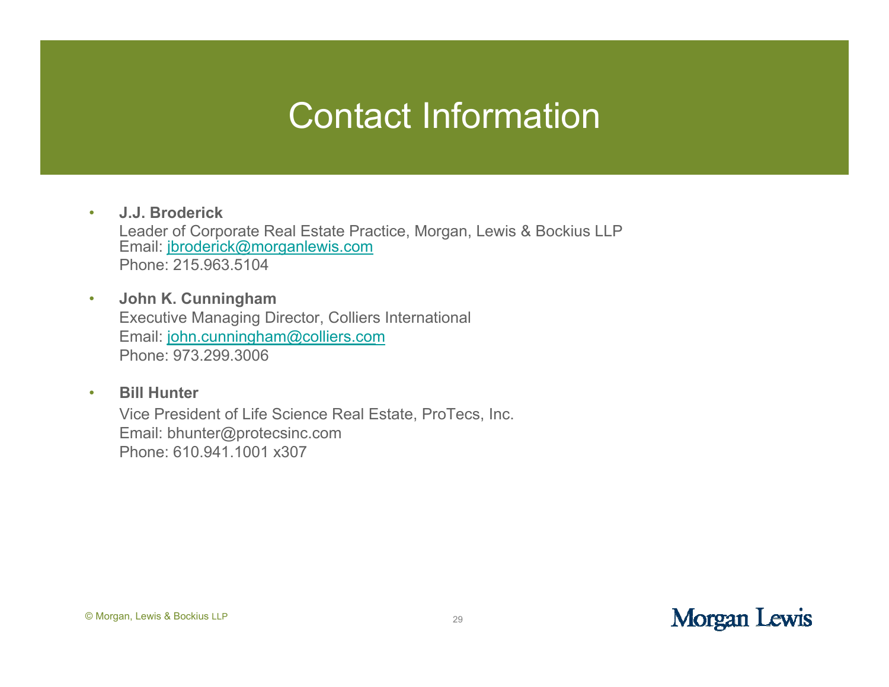# Contact Information

- **J.J. Broderick**
  Leader of Corporate Real Estate Practice, Morgan, Lewis & Bockius LLP
  Email: jbroderick@morganlewis.com
  Phone: 215.963.5104

- **John K. Cunningham**
  Executive Managing Director, Colliers International
  Email: john.cunningham@colliers.com
  Phone: 973.299.3006

- **Bill Hunter**
  Vice President of Life Science Real Estate, ProTecs, Inc.
  Email: bhunter@protecsinc.com
  Phone: 610.941.1001 x307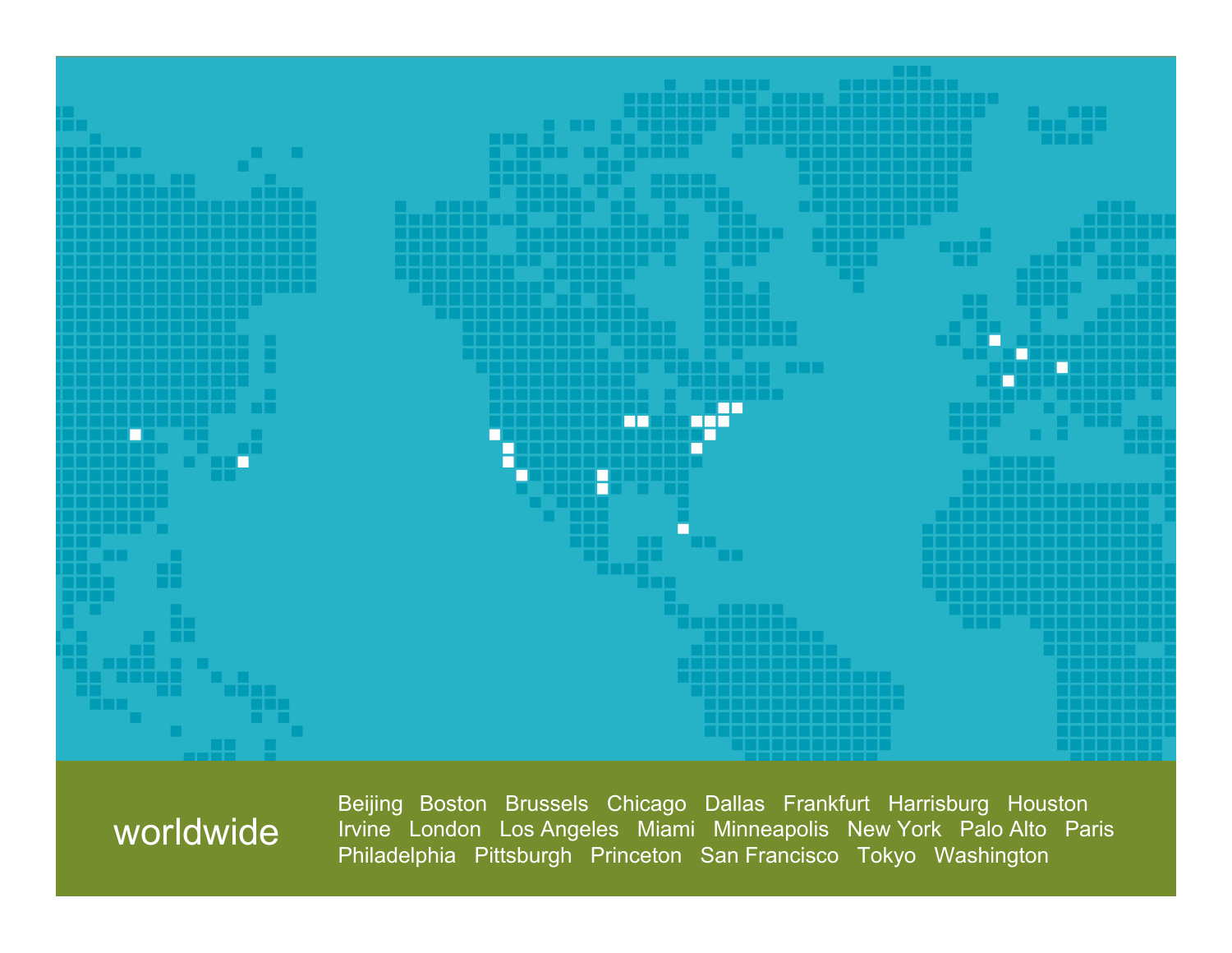worldwide

Beijing Boston Brussels Chicago Dallas Frankfurt Harrisburg Houston
Irvine London Los Angeles Miami Minneapolis New York Palo Alto Paris
Philadelphia Pittsburgh Princeton San Francisco Tokyo Washington